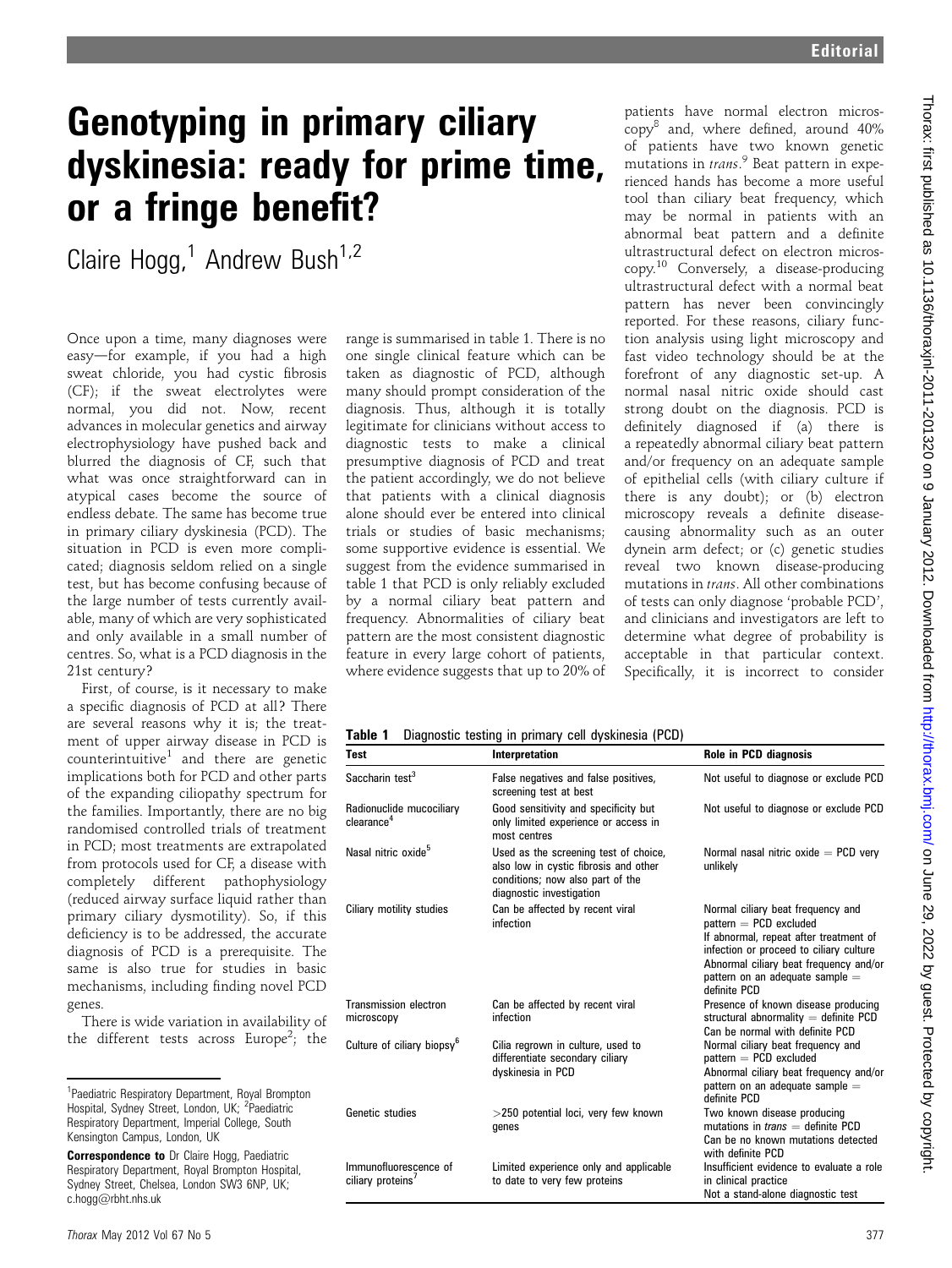# Genotyping in primary ciliary dyskinesia: ready for prime time, or a fringe benefit?

Claire Hogg,[1] Andrew Bush[1,2]

Once upon a time, many diagnoses were easy—for example, if you had a high sweat chloride, you had cystic fibrosis (CF); if the sweat electrolytes were normal, you did not. Now, recent advances in molecular genetics and airway electrophysiology have pushed back and blurred the diagnosis of CF, such that what was once straightforward can in atypical cases become the source of endless debate. The same has become true in primary ciliary dyskinesia (PCD). The situation in PCD is even more complicated; diagnosis seldom relied on a single test, but has become confusing because of the large number of tests currently available, many of which are very sophisticated and only available in a small number of centres. So, what is a PCD diagnosis in the 21st century?

First, of course, is it necessary to make a specific diagnosis of PCD at all? There are several reasons why it is; the treatment of upper airway disease in PCD is counterintuitive[1] and there are genetic implications both for PCD and other parts of the expanding ciliopathy spectrum for the families. Importantly, there are no big randomised controlled trials of treatment in PCD; most treatments are extrapolated from protocols used for CF, a disease with completely different pathophysiology (reduced airway surface liquid rather than primary ciliary dysmotility). So, if this deficiency is to be addressed, the accurate diagnosis of PCD is a prerequisite. The same is also true for studies in basic mechanisms, including finding novel PCD genes.

There is wide variation in availability of the different tests across Europe[2]; the range is summarised in table 1. There is no one single clinical feature which can be taken as diagnostic of PCD, although many should prompt consideration of the diagnosis. Thus, although it is totally legitimate for clinicians without access to diagnostic tests to make a clinical presumptive diagnosis of PCD and treat the patient accordingly, we do not believe that patients with a clinical diagnosis alone should ever be entered into clinical trials or studies of basic mechanisms; some supportive evidence is essential. We suggest from the evidence summarised in table 1 that PCD is only reliably excluded by a normal ciliary beat pattern and frequency. Abnormalities of ciliary beat pattern are the most consistent diagnostic feature in every large cohort of patients, where evidence suggests that up to 20% of patients have normal electron microscopy[8] and, where defined, around 40% of patients have two known genetic mutations in *trans*.[9] Beat pattern in experienced hands has become a more useful tool than ciliary beat frequency, which may be normal in patients with an abnormal beat pattern and a definite ultrastructural defect on electron microscopy.[10] Conversely, a disease-producing ultrastructural defect with a normal beat pattern has never been convincingly reported. For these reasons, ciliary function analysis using light microscopy and fast video technology should be at the forefront of any diagnostic set-up. A normal nasal nitric oxide should cast strong doubt on the diagnosis. PCD is definitely diagnosed if (a) there is a repeatedly abnormal ciliary beat pattern and/or frequency on an adequate sample of epithelial cells (with ciliary culture if there is any doubt); or (b) electron microscopy reveals a definite disease-causing abnormality such as an outer dynein arm defect; or (c) genetic studies reveal two known disease-producing mutations in *trans*. All other combinations of tests can only diagnose 'probable PCD', and clinicians and investigators are left to determine what degree of probability is acceptable in that particular context. Specifically, it is incorrect to consider

**Table 1** Diagnostic testing in primary cell dyskinesia (PCD)

| Test | Interpretation | Role in PCD diagnosis |
|---|---|---|
| Saccharin test[3] | False negatives and false positives, screening test at best | Not useful to diagnose or exclude PCD |
| Radionuclide mucociliary clearance[4] | Good sensitivity and specificity but only limited experience or access in most centres | Not useful to diagnose or exclude PCD |
| Nasal nitric oxide[5] | Used as the screening test of choice, also low in cystic fibrosis and other conditions; now also part of the diagnostic investigation | Normal nasal nitric oxide = PCD very unlikely |
| Ciliary motility studies | Can be affected by recent viral infection | Normal ciliary beat frequency and pattern = PCD excluded<br>If abnormal, repeat after treatment of infection or proceed to ciliary culture<br>Abnormal ciliary beat frequency and/or pattern on an adequate sample = definite PCD |
| Transmission electron microscopy | Can be affected by recent viral infection | Presence of known disease producing structural abnormality = definite PCD<br>Can be normal with definite PCD |
| Culture of ciliary biopsy[6] | Cilia regrown in culture, used to differentiate secondary ciliary dyskinesia in PCD | Normal ciliary beat frequency and pattern = PCD excluded<br>Abnormal ciliary beat frequency and/or pattern on an adequate sample = definite PCD |
| Genetic studies | >250 potential loci, very few known genes | Two known disease producing mutations in *trans* = definite PCD<br>Can be no known mutations detected with definite PCD |
| Immunofluorescence of ciliary proteins[7] | Limited experience only and applicable to date to very few proteins | Insufficient evidence to evaluate a role in clinical practice<br>Not a stand-alone diagnostic test |

[1]Paediatric Respiratory Department, Royal Brompton Hospital, Sydney Street, London, UK; [2]Paediatric Respiratory Department, Imperial College, South Kensington Campus, London, UK

**Correspondence to** Dr Claire Hogg, Paediatric Respiratory Department, Royal Brompton Hospital, Sydney Street, Chelsea, London SW3 6NP, UK; c.hogg@rbht.nhs.uk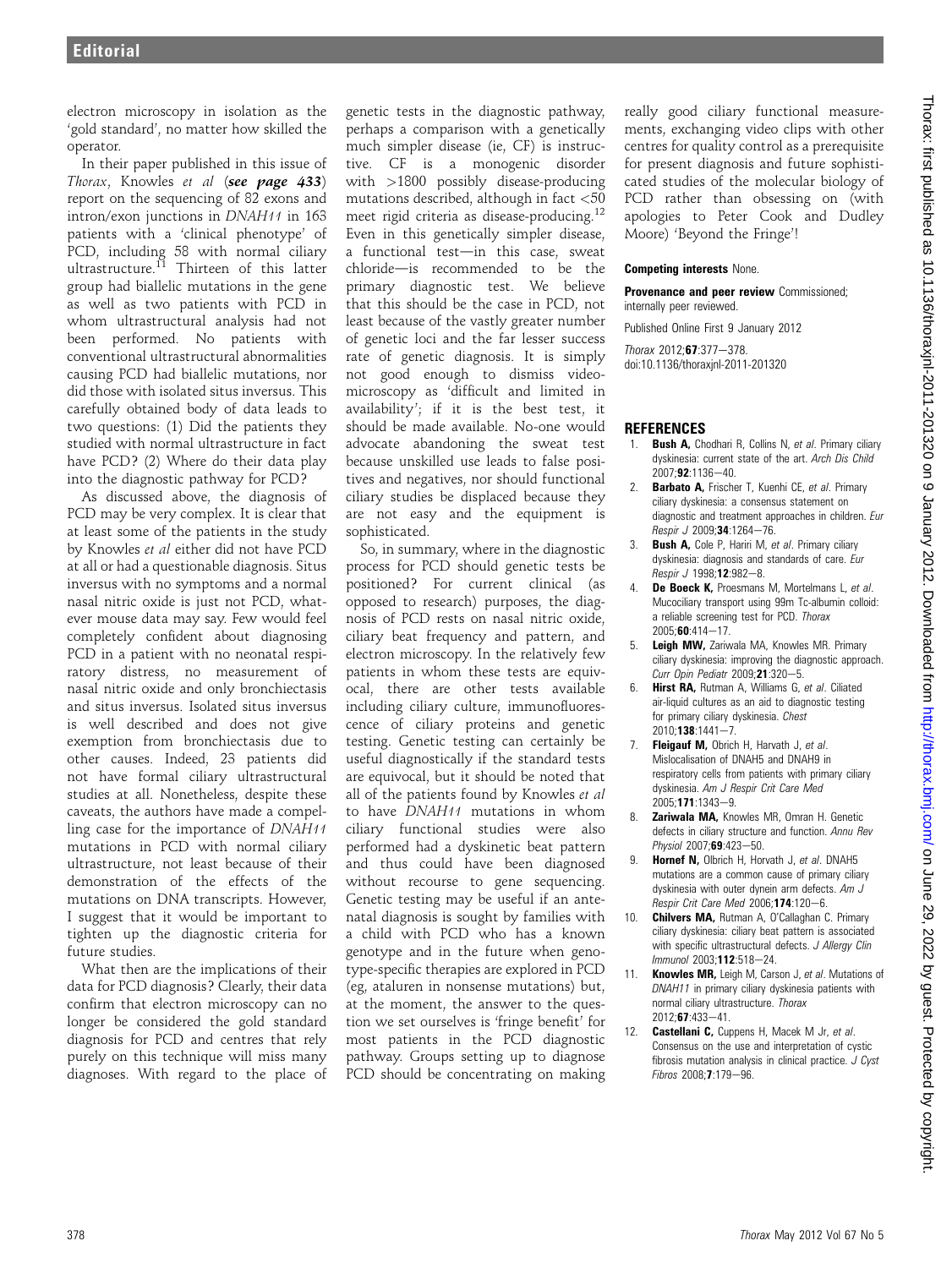electron microscopy in isolation as the 'gold standard', no matter how skilled the operator.

In their paper published in this issue of *Thorax*, Knowles *et al* (**see page 433**) report on the sequencing of 82 exons and intron/exon junctions in *DNAH11* in 163 patients with a 'clinical phenotype' of PCD, including 58 with normal ciliary ultrastructure.[11] Thirteen of this latter group had biallelic mutations in the gene as well as two patients with PCD in whom ultrastructural analysis had not been performed. No patients with conventional ultrastructural abnormalities causing PCD had biallelic mutations, nor did those with isolated situs inversus. This carefully obtained body of data leads to two questions: (1) Did the patients they studied with normal ultrastructure in fact have PCD? (2) Where do their data play into the diagnostic pathway for PCD?

As discussed above, the diagnosis of PCD may be very complex. It is clear that at least some of the patients in the study by Knowles *et al* either did not have PCD at all or had a questionable diagnosis. Situs inversus with no symptoms and a normal nasal nitric oxide is just not PCD, whatever mouse data may say. Few would feel completely confident about diagnosing PCD in a patient with no neonatal respiratory distress, no measurement of nasal nitric oxide and only bronchiectasis and situs inversus. Isolated situs inversus is well described and does not give exemption from bronchiectasis due to other causes. Indeed, 23 patients did not have formal ciliary ultrastructural studies at all. Nonetheless, despite these caveats, the authors have made a compelling case for the importance of *DNAH11* mutations in PCD with normal ciliary ultrastructure, not least because of their demonstration of the effects of the mutations on DNA transcripts. However, I suggest that it would be important to tighten up the diagnostic criteria for future studies.

What then are the implications of their data for PCD diagnosis? Clearly, their data confirm that electron microscopy can no longer be considered the gold standard diagnosis for PCD and centres that rely purely on this technique will miss many diagnoses. With regard to the place of genetic tests in the diagnostic pathway, perhaps a comparison with a genetically much simpler disease (ie, CF) is instructive. CF is a monogenic disorder with >1800 possibly disease-producing mutations described, although in fact <50 meet rigid criteria as disease-producing.[12] Even in this genetically simpler disease, a functional test—in this case, sweat chloride—is recommended to be the primary diagnostic test. We believe that this should be the case in PCD, not least because of the vastly greater number of genetic loci and the far lesser success rate of genetic diagnosis. It is simply not good enough to dismiss videomicroscopy as 'difficult and limited in availability'; if it is the best test, it should be made available. No-one would advocate abandoning the sweat test because unskilled use leads to false positives and negatives, nor should functional ciliary studies be displaced because they are not easy and the equipment is sophisticated.

So, in summary, where in the diagnostic process for PCD should genetic tests be positioned? For current clinical (as opposed to research) purposes, the diagnosis of PCD rests on nasal nitric oxide, ciliary beat frequency and pattern, and electron microscopy. In the relatively few patients in whom these tests are equivocal, there are other tests available including ciliary culture, immunofluorescence of ciliary proteins and genetic testing. Genetic testing can certainly be useful diagnostically if the standard tests are equivocal, but it should be noted that all of the patients found by Knowles *et al* to have *DNAH11* mutations in whom ciliary functional studies were also performed had a dyskinetic beat pattern and thus could have been diagnosed without recourse to gene sequencing. Genetic testing may be useful if an antenatal diagnosis is sought by families with a child with PCD who has a known genotype and in the future when genotype-specific therapies are explored in PCD (eg, ataluren in nonsense mutations) but, at the moment, the answer to the question we set ourselves is 'fringe benefit' for most patients in the PCD diagnostic pathway. Groups setting up to diagnose PCD should be concentrating on making really good ciliary functional measurements, exchanging video clips with other centres for quality control as a prerequisite for present diagnosis and future sophisticated studies of the molecular biology of PCD rather than obsessing on (with apologies to Peter Cook and Dudley Moore) 'Beyond the Fringe'!

**Competing interests** None.

**Provenance and peer review** Commissioned; internally peer reviewed.

Published Online First 9 January 2012

*Thorax* 2012;**67**:377—378.
doi:10.1136/thoraxjnl-2011-201320

## REFERENCES

1. **Bush A,** Chodhari R, Collins N, *et al*. Primary ciliary dyskinesia: current state of the art. *Arch Dis Child* 2007;**92**:1136—40.
2. **Barbato A,** Frischer T, Kuenhi CE, *et al*. Primary ciliary dyskinesia: a consensus statement on diagnostic and treatment approaches in children. *Eur Respir J* 2009;**34**:1264—76.
3. **Bush A,** Cole P, Hariri M, *et al*. Primary ciliary dyskinesia: diagnosis and standards of care. *Eur Respir J* 1998;**12**:982—8.
4. **De Boeck K,** Proesmans M, Mortelmans L, *et al*. Mucociliary transport using 99m Tc-albumin colloid: a reliable screening test for PCD. *Thorax* 2005;**60**:414—17.
5. **Leigh MW,** Zariwala MA, Knowles MR. Primary ciliary dyskinesia: improving the diagnostic approach. *Curr Opin Pediatr* 2009;**21**:320—5.
6. **Hirst RA,** Rutman A, Williams G, *et al*. Ciliated air-liquid cultures as an aid to diagnostic testing for primary ciliary dyskinesia. *Chest* 2010;**138**:1441—7.
7. **Fleigauf M,** Obrich H, Harvath J, *et al*. Mislocalisation of DNAH5 and DNAH9 in respiratory cells from patients with primary ciliary dyskinesia. *Am J Respir Crit Care Med* 2005;**171**:1343—9.
8. **Zariwala MA,** Knowles MR, Omran H. Genetic defects in ciliary structure and function. *Annu Rev Physiol* 2007;**69**:423—50.
9. **Hornef N,** Olbrich H, Horvath J, *et al*. DNAH5 mutations are a common cause of primary ciliary dyskinesia with outer dynein arm defects. *Am J Respir Crit Care Med* 2006;**174**:120—6.
10. **Chilvers MA,** Rutman A, O'Callaghan C. Primary ciliary dyskinesia: ciliary beat pattern is associated with specific ultrastructural defects. *J Allergy Clin Immunol* 2003;**112**:518—24.
11. **Knowles MR,** Leigh M, Carson J, *et al*. Mutations of *DNAH11* in primary ciliary dyskinesia patients with normal ciliary ultrastructure. *Thorax* 2012;**67**:433—41.
12. **Castellani C,** Cuppens H, Macek M Jr, *et al*. Consensus on the use and interpretation of cystic fibrosis mutation analysis in clinical practice. *J Cyst Fibros* 2008;**7**:179—96.